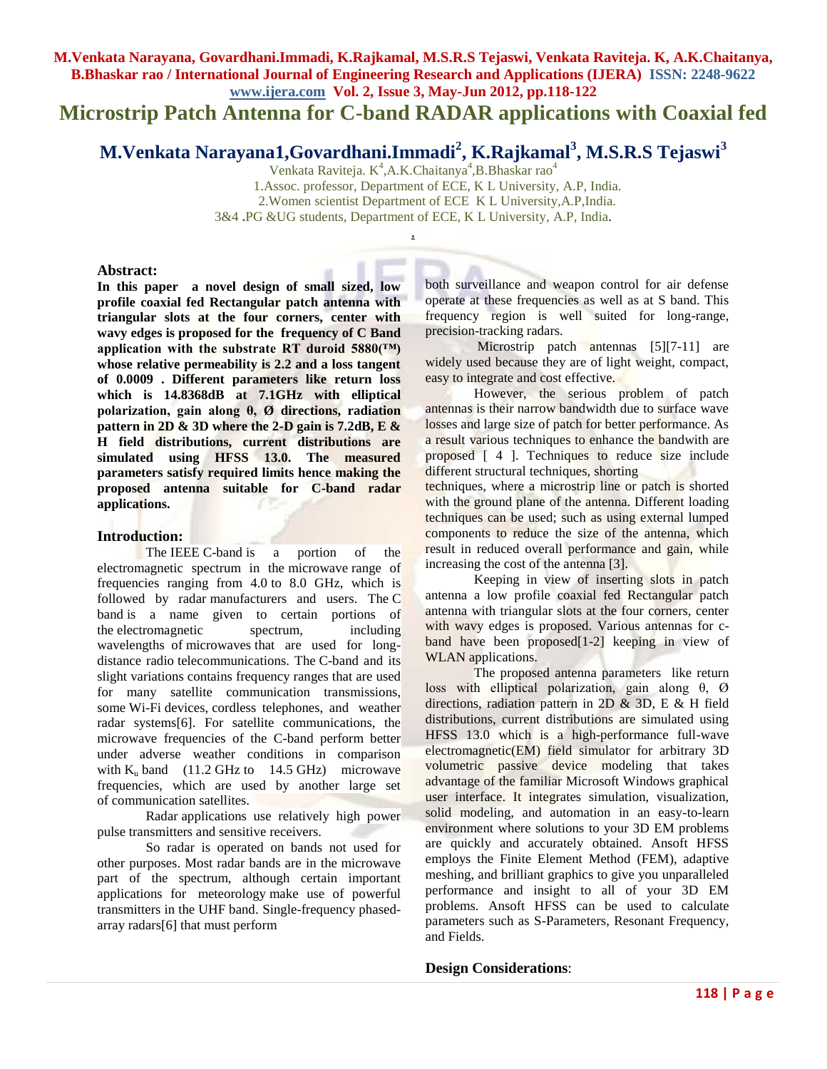# Microstrip Patch Antenna for C-band RADAR applications with Coaxial fed

## M.Venkata Narayana1,Govardhani.Immadi[2], K.Rajkamal[3], M.S.R.S Tejaswi[3]

Venkata Raviteja. K[4],A.K.Chaitanya[4],B.Bhaskar rao[4]

1.Assoc. professor, Department of ECE, K L University, A.P, India.

2.Women scientist Department of ECE K L University,A.P,India.

3&4 .PG &UG students, Department of ECE, K L University, A.P, India.

### Abstract:

**In this paper a novel design of small sized, low profile coaxial fed Rectangular patch antenna with triangular slots at the four corners, center with wavy edges is proposed for the frequency of C Band application with the substrate RT duroid 5880(™) whose relative permeability is 2.2 and a loss tangent of 0.0009 . Different parameters like return loss which is 14.8368dB at 7.1GHz with elliptical polarization, gain along θ, Ø directions, radiation pattern in 2D & 3D where the 2-D gain is 7.2dB, E & H field distributions, current distributions are simulated using HFSS 13.0. The measured parameters satisfy required limits hence making the proposed antenna suitable for C-band radar applications.**

### Introduction:

The IEEE C-band is a portion of the electromagnetic spectrum in the microwave range of frequencies ranging from 4.0 to 8.0 GHz, which is followed by radar manufacturers and users. The C band is a name given to certain portions of the electromagnetic spectrum, including wavelengths of microwaves that are used for long-distance radio telecommunications. The C-band and its slight variations contains frequency ranges that are used for many satellite communication transmissions, some Wi-Fi devices, cordless telephones, and weather radar systems[6]. For satellite communications, the microwave frequencies of the C-band perform better under adverse weather conditions in comparison with $K_u$ band (11.2 GHz to 14.5 GHz) microwave frequencies, which are used by another large set of communication satellites.

Radar applications use relatively high power pulse transmitters and sensitive receivers.

So radar is operated on bands not used for other purposes. Most radar bands are in the microwave part of the spectrum, although certain important applications for meteorology make use of powerful transmitters in the UHF band. Single-frequency phased-array radars[6] that must perform both surveillance and weapon control for air defense operate at these frequencies as well as at S band. This frequency region is well suited for long-range, precision-tracking radars.

Microstrip patch antennas [5][7-11] are widely used because they are of light weight, compact, easy to integrate and cost effective.

However, the serious problem of patch antennas is their narrow bandwidth due to surface wave losses and large size of patch for better performance. As a result various techniques to enhance the bandwith are proposed [ 4 ]. Techniques to reduce size include different structural techniques, shorting techniques, where a microstrip line or patch is shorted with the ground plane of the antenna. Different loading techniques can be used; such as using external lumped components to reduce the size of the antenna, which result in reduced overall performance and gain, while increasing the cost of the antenna [3].

Keeping in view of inserting slots in patch antenna a low profile coaxial fed Rectangular patch antenna with triangular slots at the four corners, center with wavy edges is proposed. Various antennas for c-band have been proposed[1-2] keeping in view of WLAN applications.

The proposed antenna parameters like return loss with elliptical polarization, gain along θ, Ø directions, radiation pattern in 2D & 3D, E & H field distributions, current distributions are simulated using HFSS 13.0 which is a high-performance full-wave electromagnetic(EM) field simulator for arbitrary 3D volumetric passive device modeling that takes advantage of the familiar Microsoft Windows graphical user interface. It integrates simulation, visualization, solid modeling, and automation in an easy-to-learn environment where solutions to your 3D EM problems are quickly and accurately obtained. Ansoft HFSS employs the Finite Element Method (FEM), adaptive meshing, and brilliant graphics to give you unparalleled performance and insight to all of your 3D EM problems. Ansoft HFSS can be used to calculate parameters such as S-Parameters, Resonant Frequency, and Fields.

### Design Considerations: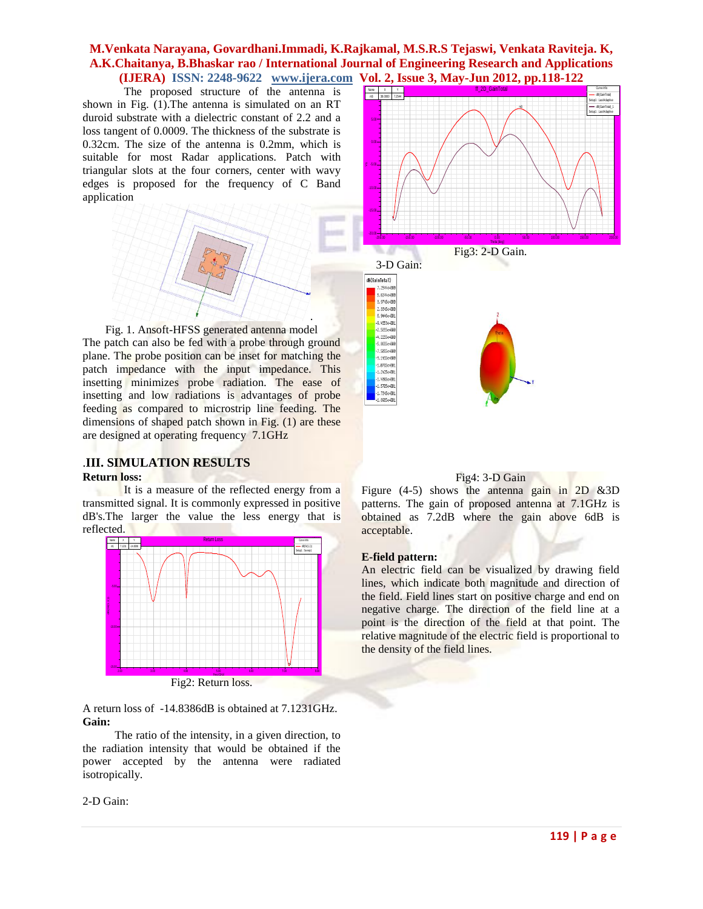The proposed structure of the antenna is shown in Fig. (1).The antenna is simulated on an RT duroid substrate with a dielectric constant of 2.2 and a loss tangent of 0.0009. The thickness of the substrate is 0.32cm. The size of the antenna is 0.2mm, which is suitable for most Radar applications. Patch with triangular slots at the four corners, center with wavy edges is proposed for the frequency of C Band application

Fig. 1. Ansoft-HFSS generated antenna model

The patch can also be fed with a probe through ground plane. The probe position can be inset for matching the patch impedance with the input impedance. This insetting minimizes probe radiation. The ease of insetting and low radiations is advantages of probe feeding as compared to microstrip line feeding. The dimensions of shaped patch shown in Fig. (1) are these are designed at operating frequency 7.1GHz

## .III. SIMULATION RESULTS

**Return loss:**

It is a measure of the reflected energy from a transmitted signal. It is commonly expressed in positive dB's.The larger the value the less energy that is reflected.

Fig2: Return loss.

A return loss of -14.8386dB is obtained at 7.1231GHz.

**Gain:**

The ratio of the intensity, in a given direction, to the radiation intensity that would be obtained if the power accepted by the antenna were radiated isotropically.

2-D Gain:

Fig3: 2-D Gain.

3-D Gain:

Fig4: 3-D Gain

Figure (4-5) shows the antenna gain in 2D &3D patterns. The gain of proposed antenna at 7.1GHz is obtained as 7.2dB where the gain above 6dB is acceptable.

**E-field pattern:**

An electric field can be visualized by drawing field lines, which indicate both magnitude and direction of the field. Field lines start on positive charge and end on negative charge. The direction of the field line at a point is the direction of the field at that point. The relative magnitude of the electric field is proportional to the density of the field lines.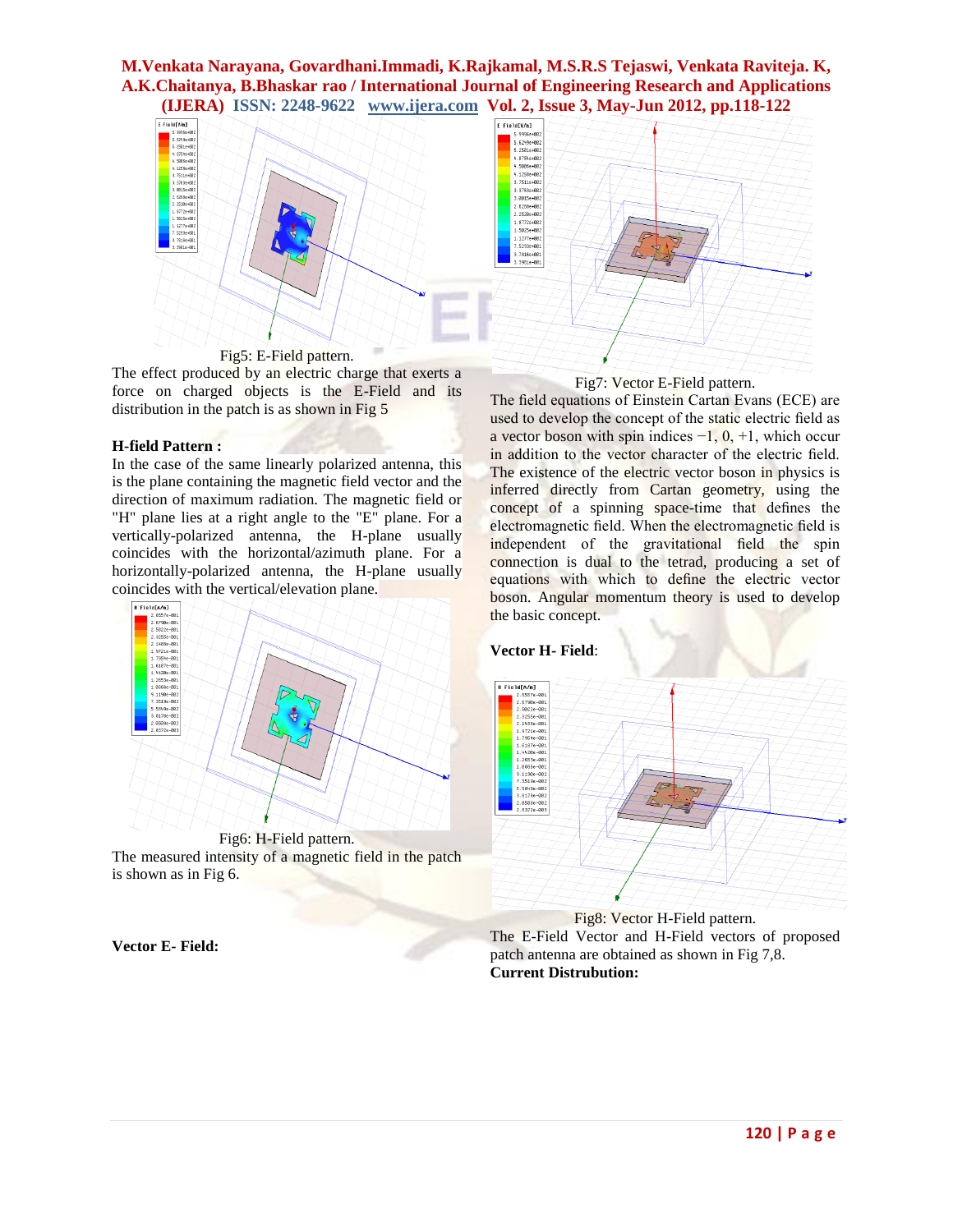Fig5: E-Field pattern.

The effect produced by an electric charge that exerts a force on charged objects is the E-Field and its distribution in the patch is as shown in Fig 5

**H-field Pattern :**

In the case of the same linearly polarized antenna, this is the plane containing the magnetic field vector and the direction of maximum radiation. The magnetic field or "H" plane lies at a right angle to the "E" plane. For a vertically-polarized antenna, the H-plane usually coincides with the horizontal/azimuth plane. For a horizontally-polarized antenna, the H-plane usually coincides with the vertical/elevation plane.

Fig6: H-Field pattern.

The measured intensity of a magnetic field in the patch is shown as in Fig 6.

**Vector E- Field:**

Fig7: Vector E-Field pattern.

The field equations of Einstein Cartan Evans (ECE) are used to develop the concept of the static electric field as a vector boson with spin indices −1, 0, +1, which occur in addition to the vector character of the electric field. The existence of the electric vector boson in physics is inferred directly from Cartan geometry, using the concept of a spinning space-time that defines the electromagnetic field. When the electromagnetic field is independent of the gravitational field the spin connection is dual to the tetrad, producing a set of equations with which to define the electric vector boson. Angular momentum theory is used to develop the basic concept.

**Vector H- Field**:

Fig8: Vector H-Field pattern.

The E-Field Vector and H-Field vectors of proposed patch antenna are obtained as shown in Fig 7,8.

**Current Distrubution:**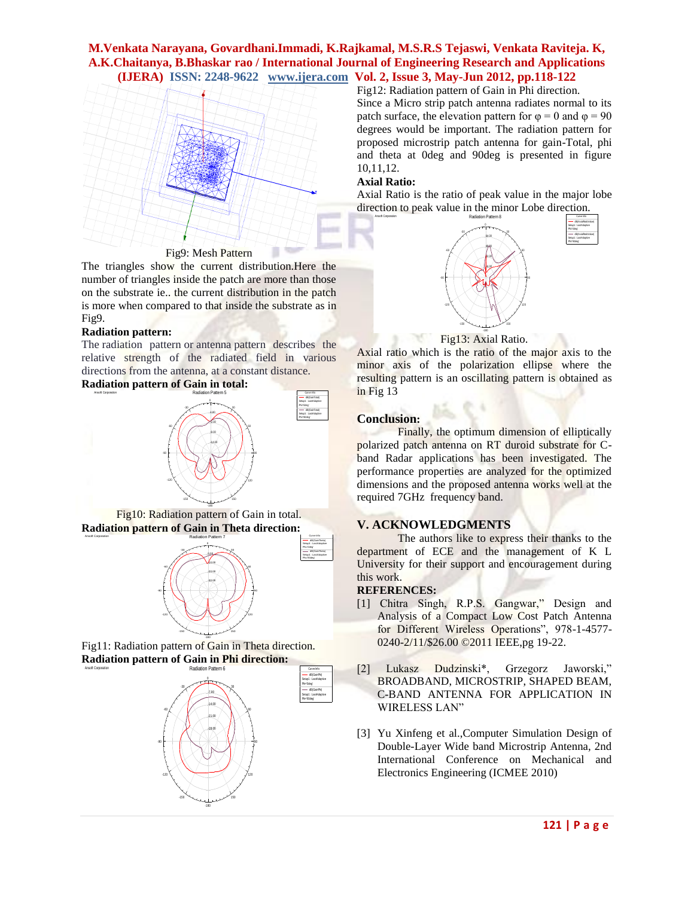Fig9: Mesh Pattern

The triangles show the current distribution.Here the number of triangles inside the patch are more than those on the substrate ie.. the current distribution in the patch is more when compared to that inside the substrate as in Fig9.

**Radiation pattern:**

The radiation pattern or antenna pattern describes the relative strength of the radiated field in various directions from the antenna, at a constant distance.

**Radiation pattern of Gain in total:**

Fig10: Radiation pattern of Gain in total.

**Radiation pattern of Gain in Theta direction:**

Fig11: Radiation pattern of Gain in Theta direction.

**Radiation pattern of Gain in Phi direction:**

Fig12: Radiation pattern of Gain in Phi direction.

Since a Micro strip patch antenna radiates normal to its patch surface, the elevation pattern for $\varphi = 0$ and $\varphi = 90$ degrees would be important. The radiation pattern for proposed microstrip patch antenna for gain-Total, phi and theta at 0deg and 90deg is presented in figure 10,11,12.

**Axial Ratio:**

Axial Ratio is the ratio of peak value in the major lobe direction to peak value in the minor Lobe direction.

Fig13: Axial Ratio.

Axial ratio which is the ratio of the major axis to the minor axis of the polarization ellipse where the resulting pattern is an oscillating pattern is obtained as in Fig 13

## Conclusion:

Finally, the optimum dimension of elliptically polarized patch antenna on RT duroid substrate for C-band Radar applications has been investigated. The performance properties are analyzed for the optimized dimensions and the proposed antenna works well at the required 7GHz frequency band.

## V. ACKNOWLEDGMENTS

The authors like to express their thanks to the department of ECE and the management of K L University for their support and encouragement during this work.

## REFERENCES:

[1] Chitra Singh, R.P.S. Gangwar," Design and Analysis of a Compact Low Cost Patch Antenna for Different Wireless Operations", 978-1-4577-0240-2/11/$26.00 ©2011 IEEE,pg 19-22.

[2] Lukasz Dudzinski*, Grzegorz Jaworski," BROADBAND, MICROSTRIP, SHAPED BEAM, C-BAND ANTENNA FOR APPLICATION IN WIRELESS LAN"

[3] Yu Xinfeng et al.,Computer Simulation Design of Double-Layer Wide band Microstrip Antenna, 2nd International Conference on Mechanical and Electronics Engineering (ICMEE 2010)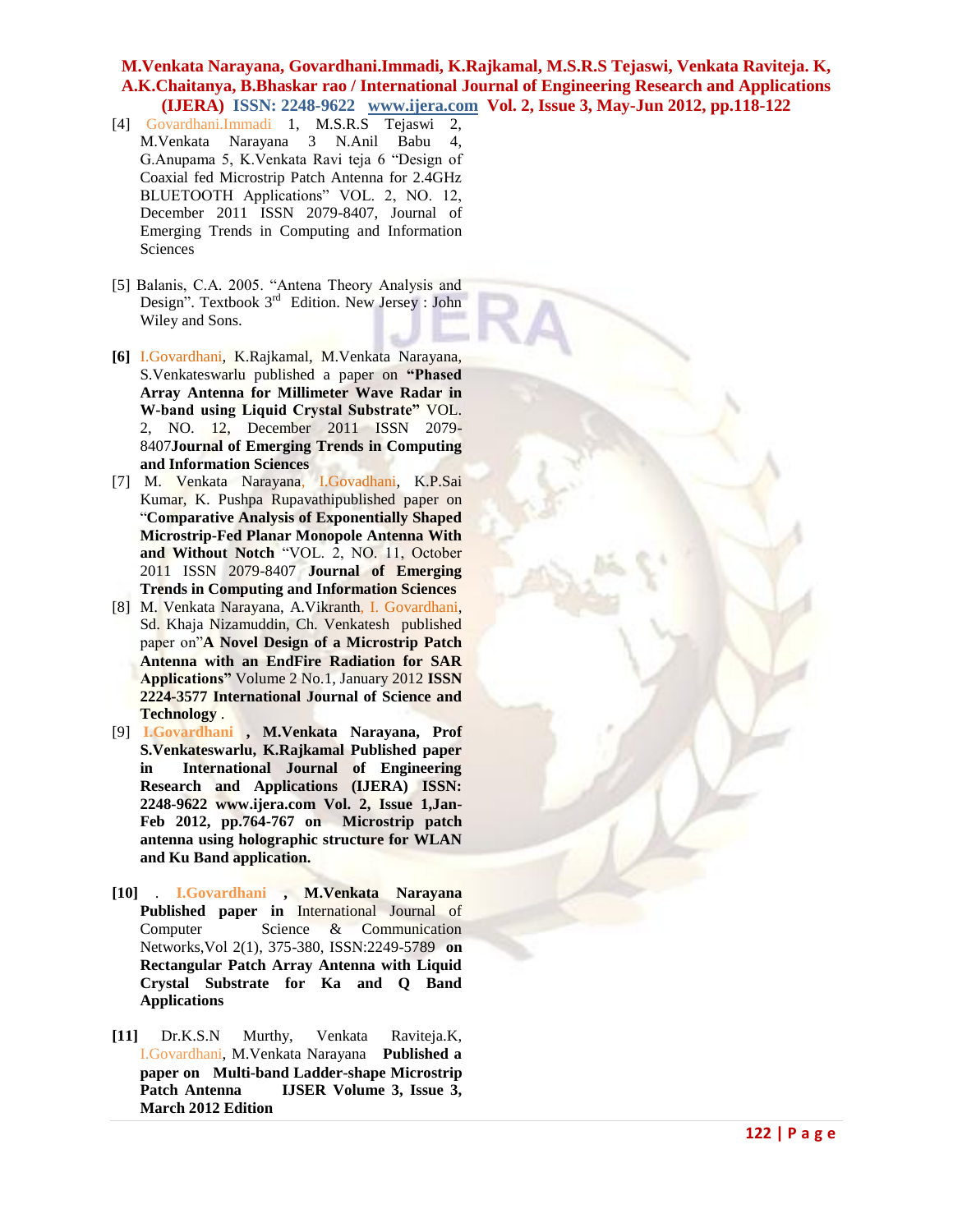[4] Govardhani.Immadi 1, M.S.R.S Tejaswi 2, M.Venkata Narayana 3 N.Anil Babu 4, G.Anupama 5, K.Venkata Ravi teja 6 "Design of Coaxial fed Microstrip Patch Antenna for 2.4GHz BLUETOOTH Applications" VOL. 2, NO. 12, December 2011 ISSN 2079-8407, Journal of Emerging Trends in Computing and Information Sciences

[5] Balanis, C.A. 2005. "Antena Theory Analysis and Design". Textbook 3rd Edition. New Jersey : John Wiley and Sons.

**[6]** I.Govardhani, K.Rajkamal, M.Venkata Narayana, S.Venkateswarlu published a paper on **"Phased Array Antenna for Millimeter Wave Radar in W-band using Liquid Crystal Substrate"** VOL. 2, NO. 12, December 2011 ISSN 2079-8407**Journal of Emerging Trends in Computing and Information Sciences**

[7] M. Venkata Narayana, I.Govadhani, K.P.Sai Kumar, K. Pushpa Rupavathipublished paper on "**Comparative Analysis of Exponentially Shaped Microstrip-Fed Planar Monopole Antenna With and Without Notch** "VOL. 2, NO. 11, October 2011 ISSN 2079-8407 **Journal of Emerging Trends in Computing and Information Sciences**

[8] M. Venkata Narayana, A.Vikranth, I. Govardhani, Sd. Khaja Nizamuddin, Ch. Venkatesh published paper on"**A Novel Design of a Microstrip Patch Antenna with an EndFire Radiation for SAR Applications"** Volume 2 No.1, January 2012 **ISSN 2224-3577 International Journal of Science and Technology** .

[9] **I.Govardhani , M.Venkata Narayana, Prof S.Venkateswarlu, K.Rajkamal Published paper in International Journal of Engineering Research and Applications (IJERA) ISSN: 2248-9622 www.ijera.com Vol. 2, Issue 1,Jan-Feb 2012, pp.764-767 on Microstrip patch antenna using holographic structure for WLAN and Ku Band application.**

**[10]** . **I.Govardhani , M.Venkata Narayana Published paper in** International Journal of Computer Science & Communication Networks,Vol 2(1), 375-380, ISSN:2249-5789 **on Rectangular Patch Array Antenna with Liquid Crystal Substrate for Ka and Q Band Applications**

**[11]** Dr.K.S.N Murthy, Venkata Raviteja.K, I.Govardhani, M.Venkata Narayana **Published a paper on Multi-band Ladder-shape Microstrip Patch Antenna IJSER Volume 3, Issue 3, March 2012 Edition**